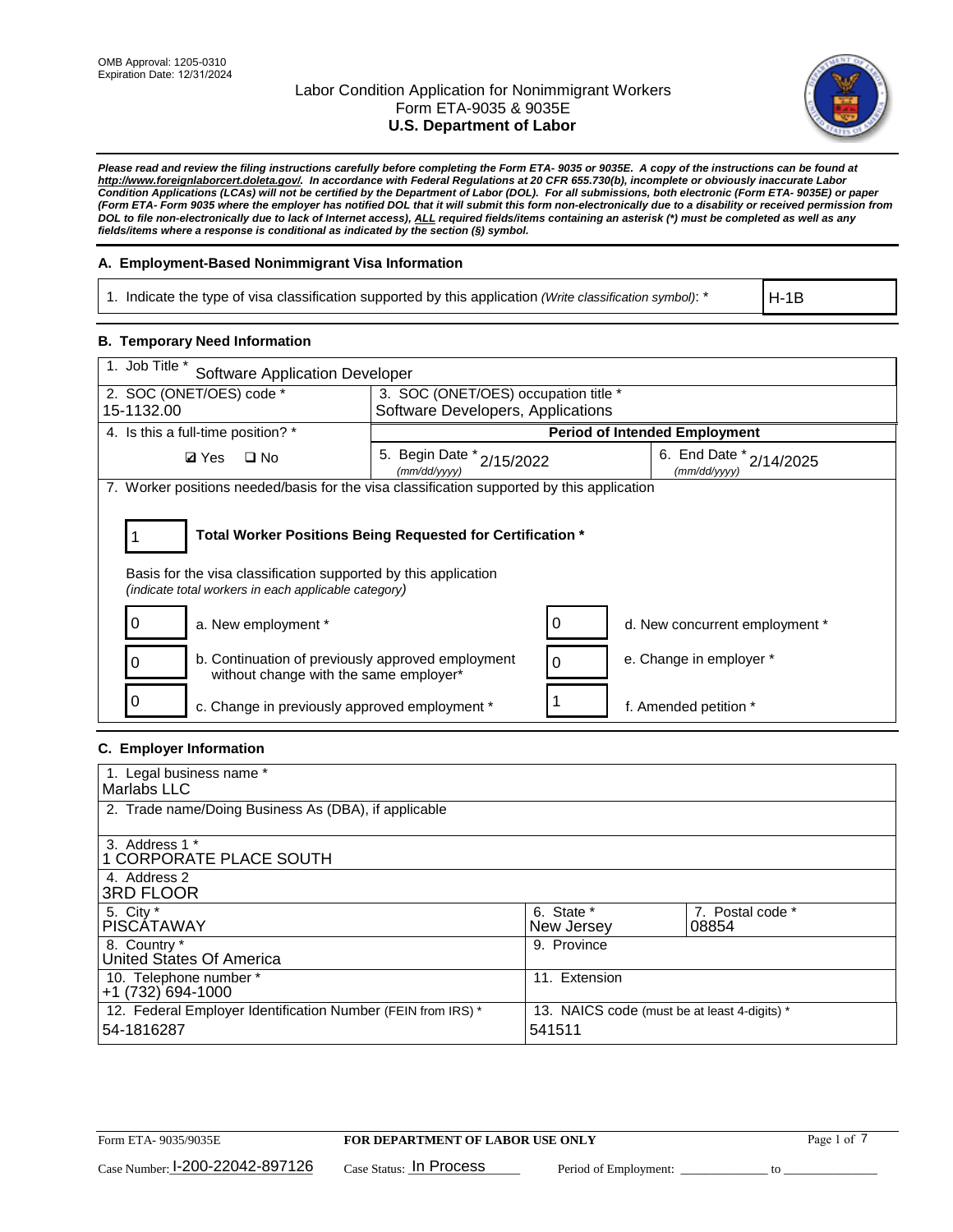OMB Approval: 1205-0310
Expiration Date: 12/31/2024

# Labor Condition Application for Nonimmigrant Workers
## Form ETA-9035 & 9035E
## U.S. Department of Labor

***Please read and review the filing instructions carefully before completing the Form ETA- 9035 or 9035E. A copy of the instructions can be found at http://www.foreignlaborcert.doleta.gov/. In accordance with Federal Regulations at 20 CFR 655.730(b), incomplete or obviously inaccurate Labor Condition Applications (LCAs) will not be certified by the Department of Labor (DOL). For all submissions, both electronic (Form ETA- 9035E) or paper (Form ETA- Form 9035 where the employer has notified DOL that it will submit this form non-electronically due to a disability or received permission from DOL to file non-electronically due to lack of Internet access), ALL required fields/items containing an asterisk (*) must be completed as well as any fields/items where a response is conditional as indicated by the section (§) symbol.***

### A. Employment-Based Nonimmigrant Visa Information

| 1. Indicate the type of visa classification supported by this application *(Write classification symbol)*: * | H-1B |
|---|---|

### B. Temporary Need Information

| 1. Job Title * Software Application Developer | | |
|---|---|---|
| 2. SOC (ONET/OES) code * 15-1132.00 | 3. SOC (ONET/OES) occupation title * Software Developers, Applications | |
| 4. Is this a full-time position? * | **Period of Intended Employment** | |
| ☑ Yes ☐ No | 5. Begin Date * (mm/dd/yyyy) 2/15/2022 | 6. End Date * (mm/dd/yyyy) 2/14/2025 |

7. Worker positions needed/basis for the visa classification supported by this application

| 1 | **Total Worker Positions Being Requested for Certification *** |
|---|---|

Basis for the visa classification supported by this application
*(indicate total workers in each applicable category)*

| | | | |
|---|---|---|---|
| 0 | a. New employment * | 0 | d. New concurrent employment * |
| 0 | b. Continuation of previously approved employment without change with the same employer* | 0 | e. Change in employer * |
| 0 | c. Change in previously approved employment * | 1 | f. Amended petition * |

### C. Employer Information

| | | |
|---|---|---|
| 1. Legal business name * Marlabs LLC | | |
| 2. Trade name/Doing Business As (DBA), if applicable | | |
| 3. Address 1 * 1 CORPORATE PLACE SOUTH | | |
| 4. Address 2 3RD FLOOR | | |
| 5. City * PISCATAWAY | 6. State * New Jersey | 7. Postal code * 08854 |
| 8. Country * United States Of America | 9. Province | |
| 10. Telephone number * +1 (732) 694-1000 | 11. Extension | |
| 12. Federal Employer Identification Number (FEIN from IRS) * 54-1816287 | 13. NAICS code (must be at least 4-digits) * 541511 | |

Form ETA- 9035/9035E **FOR DEPARTMENT OF LABOR USE ONLY**

Case Number: I-200-22042-897126 Case Status: In Process Period of Employment: _____________ to _______________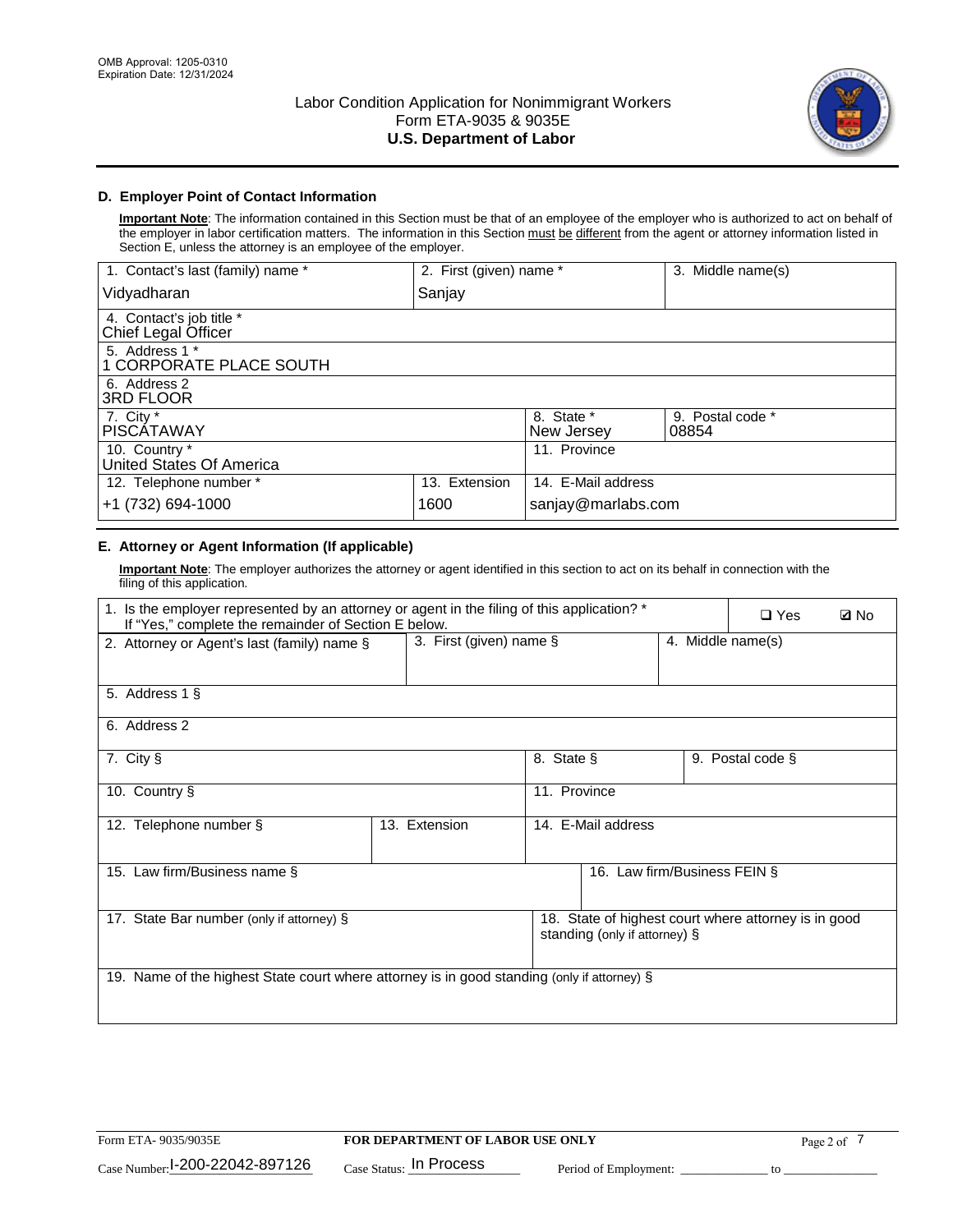OMB Approval: 1205-0310
Expiration Date: 12/31/2024

# Labor Condition Application for Nonimmigrant Workers
## Form ETA-9035 & 9035E
## U.S. Department of Labor

### D. Employer Point of Contact Information

**Important Note**: The information contained in this Section must be that of an employee of the employer who is authorized to act on behalf of the employer in labor certification matters. The information in this Section must be different from the agent or attorney information listed in Section E, unless the attorney is an employee of the employer.

| 1. Contact's last (family) name * | 2. First (given) name * | 3. Middle name(s) |
|---|---|---|
| Vidyadharan | Sanjay | |

| 4. Contact's job title * |
|---|
| Chief Legal Officer |

| 5. Address 1 * |
|---|
| 1 CORPORATE PLACE SOUTH |

| 6. Address 2 |
|---|
| 3RD FLOOR |

| 7. City * | 8. State * | 9. Postal code * |
|---|---|---|
| PISCATAWAY | New Jersey | 08854 |

| 10. Country * | 11. Province |
|---|---|
| United States Of America | |

| 12. Telephone number * | 13. Extension | 14. E-Mail address |
|---|---|---|
| +1 (732) 694-1000 | 1600 | sanjay@marlabs.com |

### E. Attorney or Agent Information (If applicable)

**Important Note**: The employer authorizes the attorney or agent identified in this section to act on its behalf in connection with the filing of this application.

| 1. Is the employer represented by an attorney or agent in the filing of this application? * If "Yes," complete the remainder of Section E below. | ❑ Yes | ☑ No |
|---|---|---|

| 2. Attorney or Agent's last (family) name § | 3. First (given) name § | 4. Middle name(s) |
|---|---|---|
| | | |

| 5. Address 1 § |
|---|
| |

| 6. Address 2 |
|---|
| |

| 7. City § | 8. State § | 9. Postal code § |
|---|---|---|
| | | |

| 10. Country § | 11. Province |
|---|---|
| | |

| 12. Telephone number § | 13. Extension | 14. E-Mail address |
|---|---|---|
| | | |

| 15. Law firm/Business name § | 16. Law firm/Business FEIN § |
|---|---|
| | |

| 17. State Bar number (only if attorney) § | 18. State of highest court where attorney is in good standing (only if attorney) § |
|---|---|
| | |

| 19. Name of the highest State court where attorney is in good standing (only if attorney) § |
|---|
| |

Form ETA- 9035/9035E | **FOR DEPARTMENT OF LABOR USE ONLY**

Case Number: I-200-22042-897126 Case Status: In Process Period of Employment: _____________ to _____________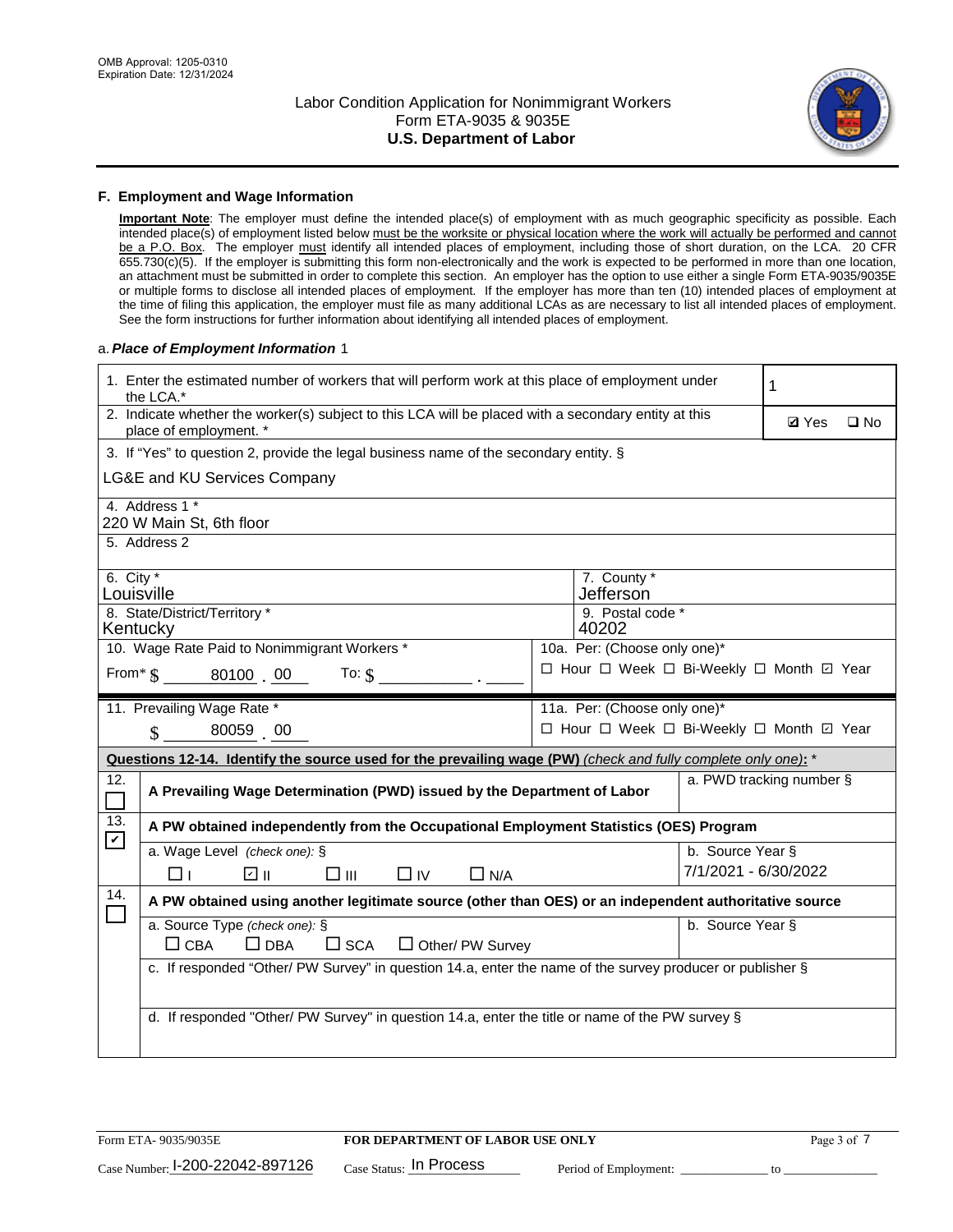OMB Approval: 1205-0310
Expiration Date: 12/31/2024

# Labor Condition Application for Nonimmigrant Workers
## Form ETA-9035 & 9035E
## U.S. Department of Labor

### F. Employment and Wage Information

**Important Note**: The employer must define the intended place(s) of employment with as much geographic specificity as possible. Each intended place(s) of employment listed below must be the worksite or physical location where the work will actually be performed and cannot be a P.O. Box. The employer must identify all intended places of employment, including those of short duration, on the LCA. 20 CFR 655.730(c)(5). If the employer is submitting this form non-electronically and the work is expected to be performed in more than one location, an attachment must be submitted in order to complete this section. An employer has the option to use either a single Form ETA-9035/9035E or multiple forms to disclose all intended places of employment. If the employer has more than ten (10) intended places of employment at the time of filing this application, the employer must file as many additional LCAs as are necessary to list all intended places of employment. See the form instructions for further information about identifying all intended places of employment.

a. ***Place of Employment Information*** 1

1. Enter the estimated number of workers that will perform work at this place of employment under the LCA.* **1**

2. Indicate whether the worker(s) subject to this LCA will be placed with a secondary entity at this place of employment. * ☑ Yes ☐ No

3. If "Yes" to question 2, provide the legal business name of the secondary entity. §
LG&E and KU Services Company

4. Address 1 *
220 W Main St, 6th floor

5. Address 2

6. City *
Louisville

7. County *
Jefferson

8. State/District/Territory *
Kentucky

9. Postal code *
40202

10. Wage Rate Paid to Nonimmigrant Workers *
From* $ 80100 . 00 To: $ ____ . ____

10a. Per: (Choose only one)*
☐ Hour ☐ Week ☐ Bi-Weekly ☐ Month ☑ Year

11. Prevailing Wage Rate *
$ 80059 . 00

11a. Per: (Choose only one)*
☐ Hour ☐ Week ☐ Bi-Weekly ☐ Month ☑ Year

**Questions 12-14. Identify the source used for the prevailing wage (PW)** *(check and fully complete only one)*: *

12. ☐ **A Prevailing Wage Determination (PWD) issued by the Department of Labor**
a. PWD tracking number §

13. ☑ **A PW obtained independently from the Occupational Employment Statistics (OES) Program**
a. Wage Level *(check one)*: § ☐ I ☑ II ☐ III ☐ IV ☐ N/A
b. Source Year § 7/1/2021 - 6/30/2022

14. ☐ **A PW obtained using another legitimate source (other than OES) or an independent authoritative source**
a. Source Type *(check one)*: § ☐ CBA ☐ DBA ☐ SCA ☐ Other/ PW Survey
b. Source Year §
c. If responded "Other/ PW Survey" in question 14.a, enter the name of the survey producer or publisher §
d. If responded "Other/ PW Survey" in question 14.a, enter the title or name of the PW survey §

Form ETA- 9035/9035E **FOR DEPARTMENT OF LABOR USE ONLY**

Case Number: I-200-22042-897126 Case Status: In Process Period of Employment: ____________ to ____________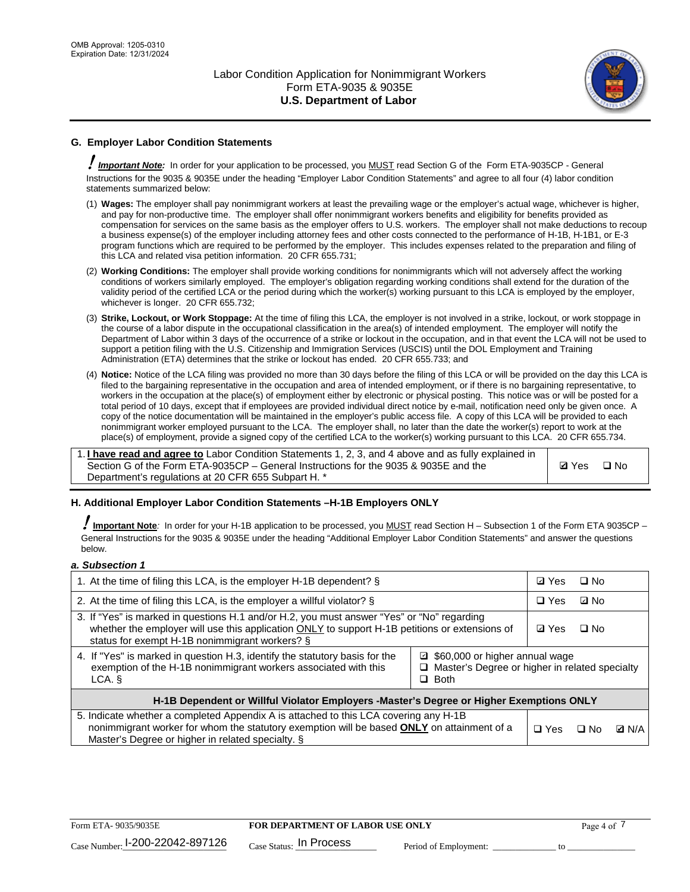OMB Approval: 1205-0310
Expiration Date: 12/31/2024

# Labor Condition Application for Nonimmigrant Workers
Form ETA-9035 & 9035E
**U.S. Department of Labor**

## G. Employer Labor Condition Statements

**!** ***Important Note:*** In order for your application to be processed, you MUST read Section G of the Form ETA-9035CP - General Instructions for the 9035 & 9035E under the heading "Employer Labor Condition Statements" and agree to all four (4) labor condition statements summarized below:

(1) **Wages:** The employer shall pay nonimmigrant workers at least the prevailing wage or the employer's actual wage, whichever is higher, and pay for non-productive time. The employer shall offer nonimmigrant workers benefits and eligibility for benefits provided as compensation for services on the same basis as the employer offers to U.S. workers. The employer shall not make deductions to recoup a business expense(s) of the employer including attorney fees and other costs connected to the performance of H-1B, H-1B1, or E-3 program functions which are required to be performed by the employer. This includes expenses related to the preparation and filing of this LCA and related visa petition information. 20 CFR 655.731;

(2) **Working Conditions:** The employer shall provide working conditions for nonimmigrants which will not adversely affect the working conditions of workers similarly employed. The employer's obligation regarding working conditions shall extend for the duration of the validity period of the certified LCA or the period during which the worker(s) working pursuant to this LCA is employed by the employer, whichever is longer. 20 CFR 655.732;

(3) **Strike, Lockout, or Work Stoppage:** At the time of filing this LCA, the employer is not involved in a strike, lockout, or work stoppage in the course of a labor dispute in the occupational classification in the area(s) of intended employment. The employer will notify the Department of Labor within 3 days of the occurrence of a strike or lockout in the occupation, and in that event the LCA will not be used to support a petition filing with the U.S. Citizenship and Immigration Services (USCIS) until the DOL Employment and Training Administration (ETA) determines that the strike or lockout has ended. 20 CFR 655.733; and

(4) **Notice:** Notice of the LCA filing was provided no more than 30 days before the filing of this LCA or will be provided on the day this LCA is filed to the bargaining representative in the occupation and area of intended employment, or if there is no bargaining representative, to workers in the occupation at the place(s) of employment either by electronic or physical posting. This notice was or will be posted for a total period of 10 days, except that if employees are provided individual direct notice by e-mail, notification need only be given once. A copy of the notice documentation will be maintained in the employer's public access file. A copy of this LCA will be provided to each nonimmigrant worker employed pursuant to the LCA. The employer shall, no later than the date the worker(s) report to work at the place(s) of employment, provide a signed copy of the certified LCA to the worker(s) working pursuant to this LCA. 20 CFR 655.734.

| 1. **I have read and agree to** Labor Condition Statements 1, 2, 3, and 4 above and as fully explained in Section G of the Form ETA-9035CP – General Instructions for the 9035 & 9035E and the Department's regulations at 20 CFR 655 Subpart H. * | ☑ Yes ☐ No |
|---|---|

## H. Additional Employer Labor Condition Statements –H-1B Employers ONLY

**!** **Important Note**: In order for your H-1B application to be processed, you MUST read Section H – Subsection 1 of the Form ETA 9035CP – General Instructions for the 9035 & 9035E under the heading "Additional Employer Labor Condition Statements" and answer the questions below.

***a. Subsection 1***

| | |
|---|---|
| 1. At the time of filing this LCA, is the employer H-1B dependent? § | ☑ Yes ☐ No |
| 2. At the time of filing this LCA, is the employer a willful violator? § | ☐ Yes ☑ No |
| 3. If "Yes" is marked in questions H.1 and/or H.2, you must answer "Yes" or "No" regarding whether the employer will use this application ONLY to support H-1B petitions or extensions of status for exempt H-1B nonimmigrant workers? § | ☑ Yes ☐ No |
| 4. If "Yes" is marked in question H.3, identify the statutory basis for the exemption of the H-1B nonimmigrant workers associated with this LCA. § | ☑ $60,000 or higher annual wage ☐ Master's Degree or higher in related specialty ☐ Both |
| **H-1B Dependent or Willful Violator Employers -Master's Degree or Higher Exemptions ONLY** | |
| 5. Indicate whether a completed Appendix A is attached to this LCA covering any H-1B nonimmigrant worker for whom the statutory exemption will be based **ONLY** on attainment of a Master's Degree or higher in related specialty. § | ☐ Yes ☐ No ☑ N/A |

Form ETA- 9035/9035E | **FOR DEPARTMENT OF LABOR USE ONLY**

Case Number: I-200-22042-897126 Case Status: In Process Period of Employment: _____________ to _______________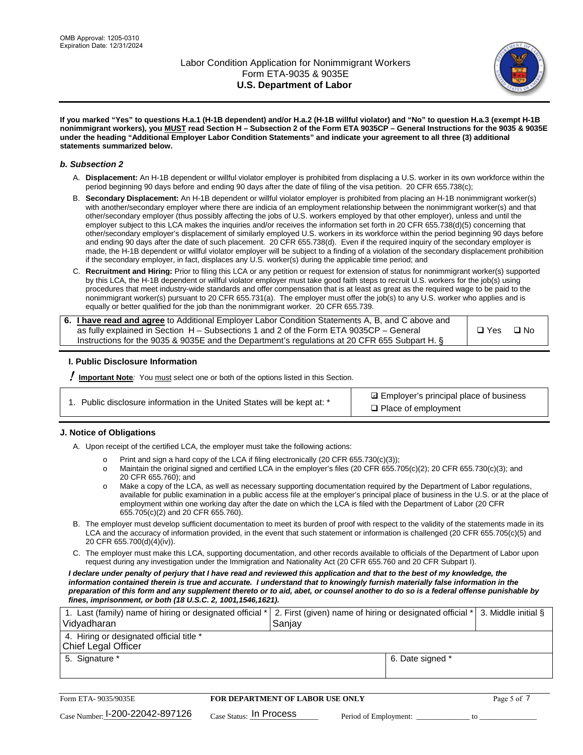**If you marked "Yes" to questions H.a.1 (H-1B dependent) and/or H.a.2 (H-1B willful violator) and "No" to question H.a.3 (exempt H-1B nonimmigrant workers), you MUST read Section H – Subsection 2 of the Form ETA 9035CP – General Instructions for the 9035 & 9035E under the heading "Additional Employer Labor Condition Statements" and indicate your agreement to all three (3) additional statements summarized below.**

### *b. Subsection 2*

A. **Displacement:** An H-1B dependent or willful violator employer is prohibited from displacing a U.S. worker in its own workforce within the period beginning 90 days before and ending 90 days after the date of filing of the visa petition. 20 CFR 655.738(c);

B. **Secondary Displacement:** An H-1B dependent or willful violator employer is prohibited from placing an H-1B nonimmigrant worker(s) with another/secondary employer where there are indicia of an employment relationship between the nonimmigrant worker(s) and that other/secondary employer (thus possibly affecting the jobs of U.S. workers employed by that other employer), unless and until the employer subject to this LCA makes the inquiries and/or receives the information set forth in 20 CFR 655.738(d)(5) concerning that other/secondary employer's displacement of similarly employed U.S. workers in its workforce within the period beginning 90 days before and ending 90 days after the date of such placement. 20 CFR 655.738(d). Even if the required inquiry of the secondary employer is made, the H-1B dependent or willful violator employer will be subject to a finding of a violation of the secondary displacement prohibition if the secondary employer, in fact, displaces any U.S. worker(s) during the applicable time period; and

C. **Recruitment and Hiring:** Prior to filing this LCA or any petition or request for extension of status for nonimmigrant worker(s) supported by this LCA, the H-1B dependent or willful violator employer must take good faith steps to recruit U.S. workers for the job(s) using procedures that meet industry-wide standards and offer compensation that is at least as great as the required wage to be paid to the nonimmigrant worker(s) pursuant to 20 CFR 655.731(a). The employer must offer the job(s) to any U.S. worker who applies and is equally or better qualified for the job than the nonimmigrant worker. 20 CFR 655.739.

| 6. **I have read and agree** to Additional Employer Labor Condition Statements A, B, and C above and as fully explained in Section H – Subsections 1 and 2 of the Form ETA 9035CP – General Instructions for the 9035 & 9035E and the Department's regulations at 20 CFR 655 Subpart H. § | ❑ Yes ❑ No |
|---|---|

## I. Public Disclosure Information

**! Important Note***:* You must select one or both of the options listed in this Section.

| 1. Public disclosure information in the United States will be kept at: * | ☑ Employer's principal place of business<br>❑ Place of employment |
|---|---|

## J. Notice of Obligations

A. Upon receipt of the certified LCA, the employer must take the following actions:

- o Print and sign a hard copy of the LCA if filing electronically (20 CFR 655.730(c)(3));
- o Maintain the original signed and certified LCA in the employer's files (20 CFR 655.705(c)(2); 20 CFR 655.730(c)(3); and 20 CFR 655.760); and
- o Make a copy of the LCA, as well as necessary supporting documentation required by the Department of Labor regulations, available for public examination in a public access file at the employer's principal place of business in the U.S. or at the place of employment within one working day after the date on which the LCA is filed with the Department of Labor (20 CFR 655.705(c)(2) and 20 CFR 655.760).

B. The employer must develop sufficient documentation to meet its burden of proof with respect to the validity of the statements made in its LCA and the accuracy of information provided, in the event that such statement or information is challenged (20 CFR 655.705(c)(5) and 20 CFR 655.700(d)(4)(iv)).

C. The employer must make this LCA, supporting documentation, and other records available to officials of the Department of Labor upon request during any investigation under the Immigration and Nationality Act (20 CFR 655.760 and 20 CFR Subpart I).

***I declare under penalty of perjury that I have read and reviewed this application and that to the best of my knowledge, the information contained therein is true and accurate. I understand that to knowingly furnish materially false information in the preparation of this form and any supplement thereto or to aid, abet, or counsel another to do so is a federal offense punishable by fines, imprisonment, or both (18 U.S.C. 2, 1001,1546,1621).***

| 1. Last (family) name of hiring or designated official * Vidyadharan | 2. First (given) name of hiring or designated official * Sanjay | 3. Middle initial § |
|---|---|---|
| 4. Hiring or designated official title * Chief Legal Officer | | |
| 5. Signature * | 6. Date signed * | |

Form ETA- 9035/9035E | **FOR DEPARTMENT OF LABOR USE ONLY**

Case Number: I-200-22042-897126 Case Status: In Process Period of Employment: _____________ to ______________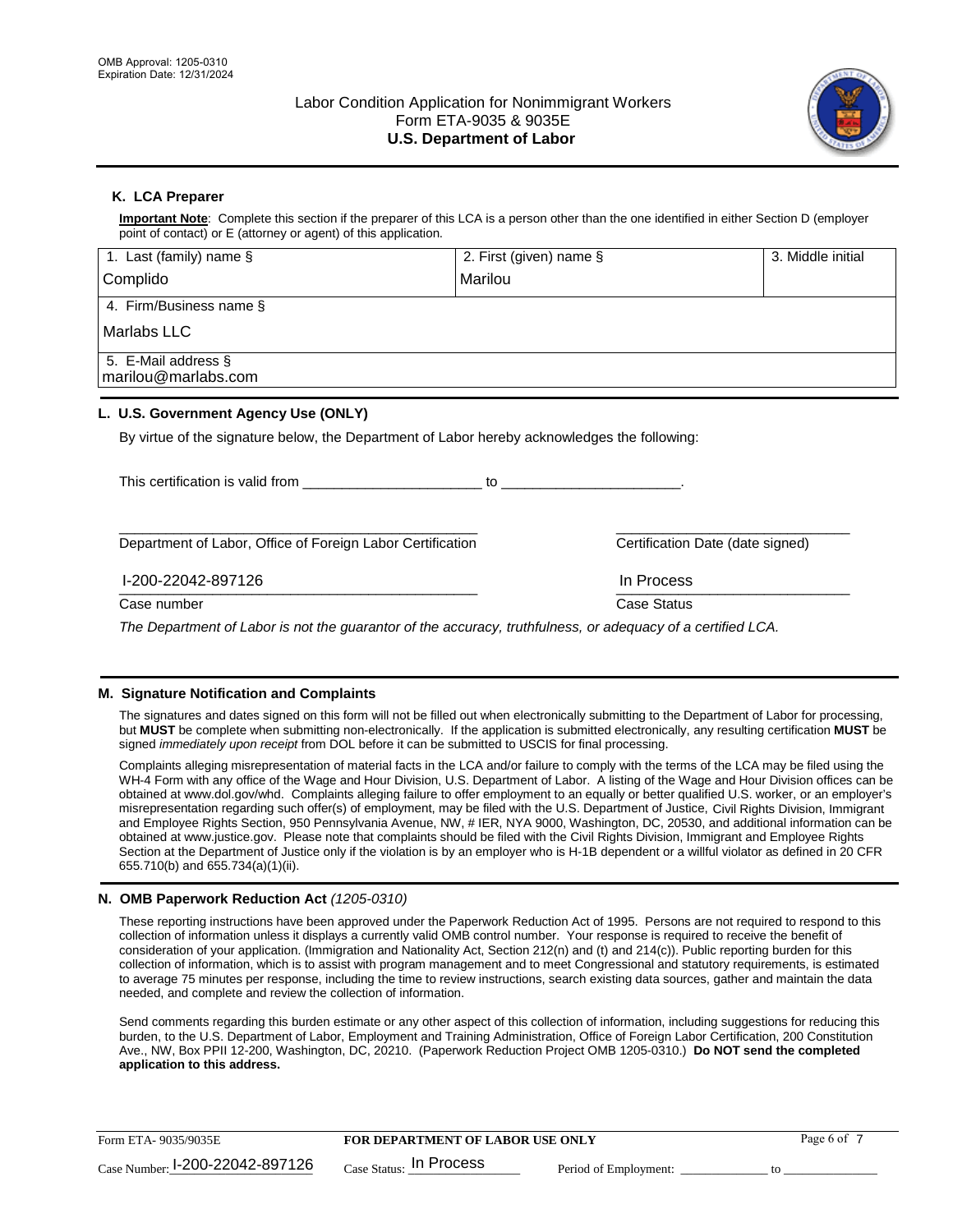OMB Approval: 1205-0310
Expiration Date: 12/31/2024

# Labor Condition Application for Nonimmigrant Workers
## Form ETA-9035 & 9035E
## U.S. Department of Labor

### K. LCA Preparer

**Important Note**: Complete this section if the preparer of this LCA is a person other than the one identified in either Section D (employer point of contact) or E (attorney or agent) of this application.

| 1. Last (family) name § | 2. First (given) name § | 3. Middle initial |
|---|---|---|
| Complido | Marilou | |
| 4. Firm/Business name § | | |
| Marlabs LLC | | |
| 5. E-Mail address § | | |
| marilou@marlabs.com | | |

### L. U.S. Government Agency Use (ONLY)

By virtue of the signature below, the Department of Labor hereby acknowledges the following:

This certification is valid from _______________________ to _______________________.

_______________________________________________ Department of Labor, Office of Foreign Labor Certification

_______________________________ Certification Date (date signed)

I-200-22042-897126
Case number

In Process
Case Status

*The Department of Labor is not the guarantor of the accuracy, truthfulness, or adequacy of a certified LCA.*

### M. Signature Notification and Complaints

The signatures and dates signed on this form will not be filled out when electronically submitting to the Department of Labor for processing, but **MUST** be complete when submitting non-electronically. If the application is submitted electronically, any resulting certification **MUST** be signed *immediately upon receipt* from DOL before it can be submitted to USCIS for final processing.

Complaints alleging misrepresentation of material facts in the LCA and/or failure to comply with the terms of the LCA may be filed using the WH-4 Form with any office of the Wage and Hour Division, U.S. Department of Labor. A listing of the Wage and Hour Division offices can be obtained at www.dol.gov/whd. Complaints alleging failure to offer employment to an equally or better qualified U.S. worker, or an employer's misrepresentation regarding such offer(s) of employment, may be filed with the U.S. Department of Justice, Civil Rights Division, Immigrant and Employee Rights Section, 950 Pennsylvania Avenue, NW, # IER, NYA 9000, Washington, DC, 20530, and additional information can be obtained at www.justice.gov. Please note that complaints should be filed with the Civil Rights Division, Immigrant and Employee Rights Section at the Department of Justice only if the violation is by an employer who is H-1B dependent or a willful violator as defined in 20 CFR 655.710(b) and 655.734(a)(1)(ii).

### N. OMB Paperwork Reduction Act *(1205-0310)*

These reporting instructions have been approved under the Paperwork Reduction Act of 1995. Persons are not required to respond to this collection of information unless it displays a currently valid OMB control number. Your response is required to receive the benefit of consideration of your application. (Immigration and Nationality Act, Section 212(n) and (t) and 214(c)). Public reporting burden for this collection of information, which is to assist with program management and to meet Congressional and statutory requirements, is estimated to average 75 minutes per response, including the time to review instructions, search existing data sources, gather and maintain the data needed, and complete and review the collection of information.

Send comments regarding this burden estimate or any other aspect of this collection of information, including suggestions for reducing this burden, to the U.S. Department of Labor, Employment and Training Administration, Office of Foreign Labor Certification, 200 Constitution Ave., NW, Box PPII 12-200, Washington, DC, 20210. (Paperwork Reduction Project OMB 1205-0310.) **Do NOT send the completed application to this address.**

Form ETA- 9035/9035E — **FOR DEPARTMENT OF LABOR USE ONLY**

Case Number: I-200-22042-897126 Case Status: In Process Period of Employment: _____________ to ______________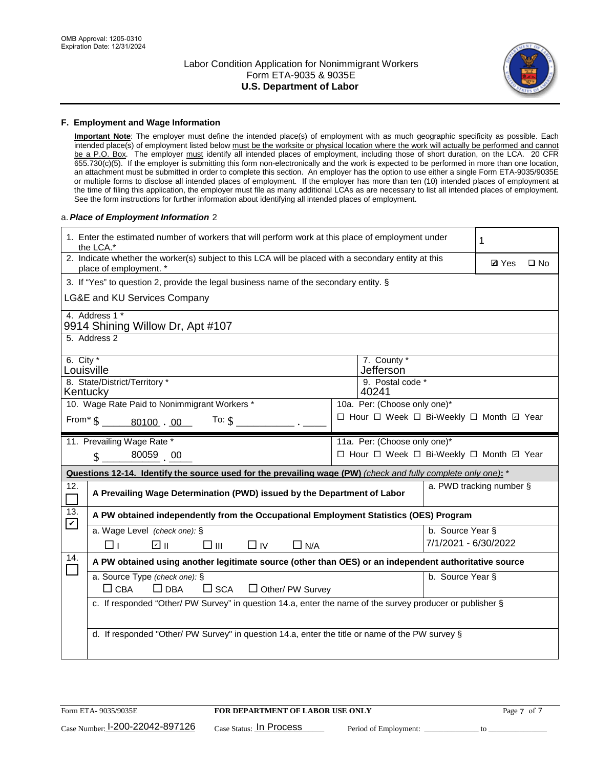OMB Approval: 1205-0310
Expiration Date: 12/31/2024

# Labor Condition Application for Nonimmigrant Workers
## Form ETA-9035 & 9035E
## U.S. Department of Labor

### F. Employment and Wage Information

**Important Note**: The employer must define the intended place(s) of employment with as much geographic specificity as possible. Each intended place(s) of employment listed below must be the worksite or physical location where the work will actually be performed and cannot be a P.O. Box. The employer must identify all intended places of employment, including those of short duration, on the LCA. 20 CFR 655.730(c)(5). If the employer is submitting this form non-electronically and the work is expected to be performed in more than one location, an attachment must be submitted in order to complete this section. An employer has the option to use either a single Form ETA-9035/9035E or multiple forms to disclose all intended places of employment. If the employer has more than ten (10) intended places of employment at the time of filing this application, the employer must file as many additional LCAs as are necessary to list all intended places of employment. See the form instructions for further information about identifying all intended places of employment.

a. *Place of Employment Information* 2

1. Enter the estimated number of workers that will perform work at this place of employment under the LCA.* **1**

2. Indicate whether the worker(s) subject to this LCA will be placed with a secondary entity at this place of employment. * ☑ Yes ☐ No

3. If "Yes" to question 2, provide the legal business name of the secondary entity. §
LG&E and KU Services Company

4. Address 1 *
9914 Shining Willow Dr, Apt #107

5. Address 2

6. City *
Louisville

7. County *
Jefferson

8. State/District/Territory *
Kentucky

9. Postal code *
40241

10. Wage Rate Paid to Nonimmigrant Workers *
From* $ 80100 . 00 To: $ ______ . ____

10a. Per: (Choose only one)*
☐ Hour ☐ Week ☐ Bi-Weekly ☐ Month ☑ Year

11. Prevailing Wage Rate *
$ 80059 . 00

11a. Per: (Choose only one)*
☐ Hour ☐ Week ☐ Bi-Weekly ☐ Month ☑ Year

**Questions 12-14. Identify the source used for the prevailing wage (PW)** *(check and fully complete only one)*: *

12. ☐ **A Prevailing Wage Determination (PWD) issued by the Department of Labor**
a. PWD tracking number §

13. ☑ **A PW obtained independently from the Occupational Employment Statistics (OES) Program**
a. Wage Level *(check one)*: § ☐ I ☑ II ☐ III ☐ IV ☐ N/A
b. Source Year § 7/1/2021 - 6/30/2022

14. ☐ **A PW obtained using another legitimate source (other than OES) or an independent authoritative source**
a. Source Type *(check one)*: § ☐ CBA ☐ DBA ☐ SCA ☐ Other/ PW Survey
b. Source Year §
c. If responded "Other/ PW Survey" in question 14.a, enter the name of the survey producer or publisher §
d. If responded "Other/ PW Survey" in question 14.a, enter the title or name of the PW survey §

Form ETA- 9035/9035E | **FOR DEPARTMENT OF LABOR USE ONLY**

Case Number: I-200-22042-897126 Case Status: In Process Period of Employment: ____________ to ____________